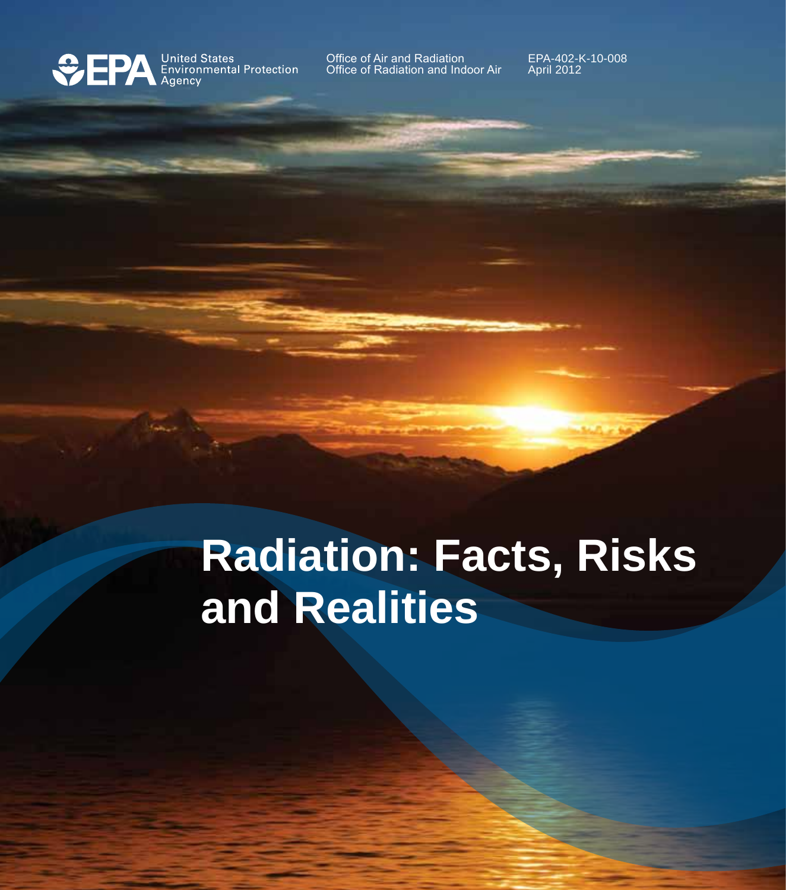United States Environmental Protection Agency

Office of Air and Radiation
Office of Radiation and Indoor Air

EPA-402-K-10-008
April 2012

# Radiation: Facts, Risks and Realities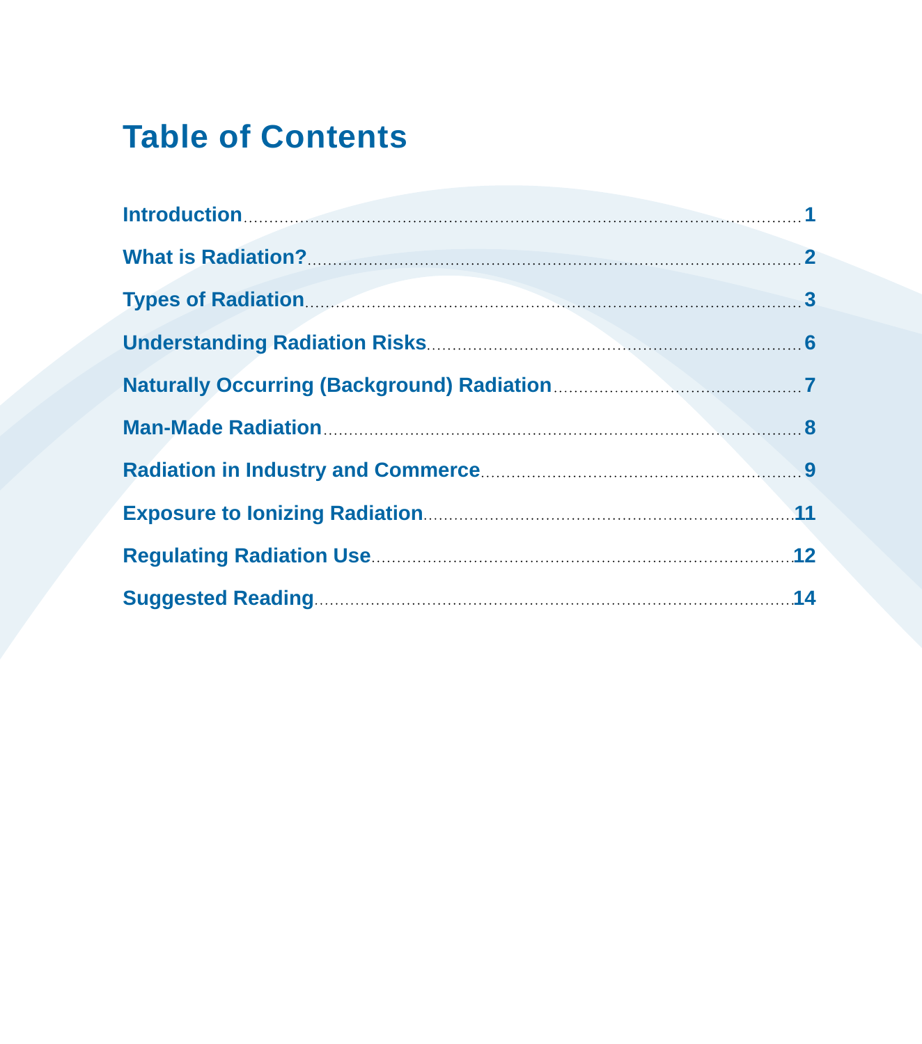# Table of Contents

Introduction .......... 1

What is Radiation? .......... 2

Types of Radiation .......... 3

Understanding Radiation Risks .......... 6

Naturally Occurring (Background) Radiation .......... 7

Man-Made Radiation .......... 8

Radiation in Industry and Commerce .......... 9

Exposure to Ionizing Radiation .......... 11

Regulating Radiation Use .......... 12

Suggested Reading .......... 14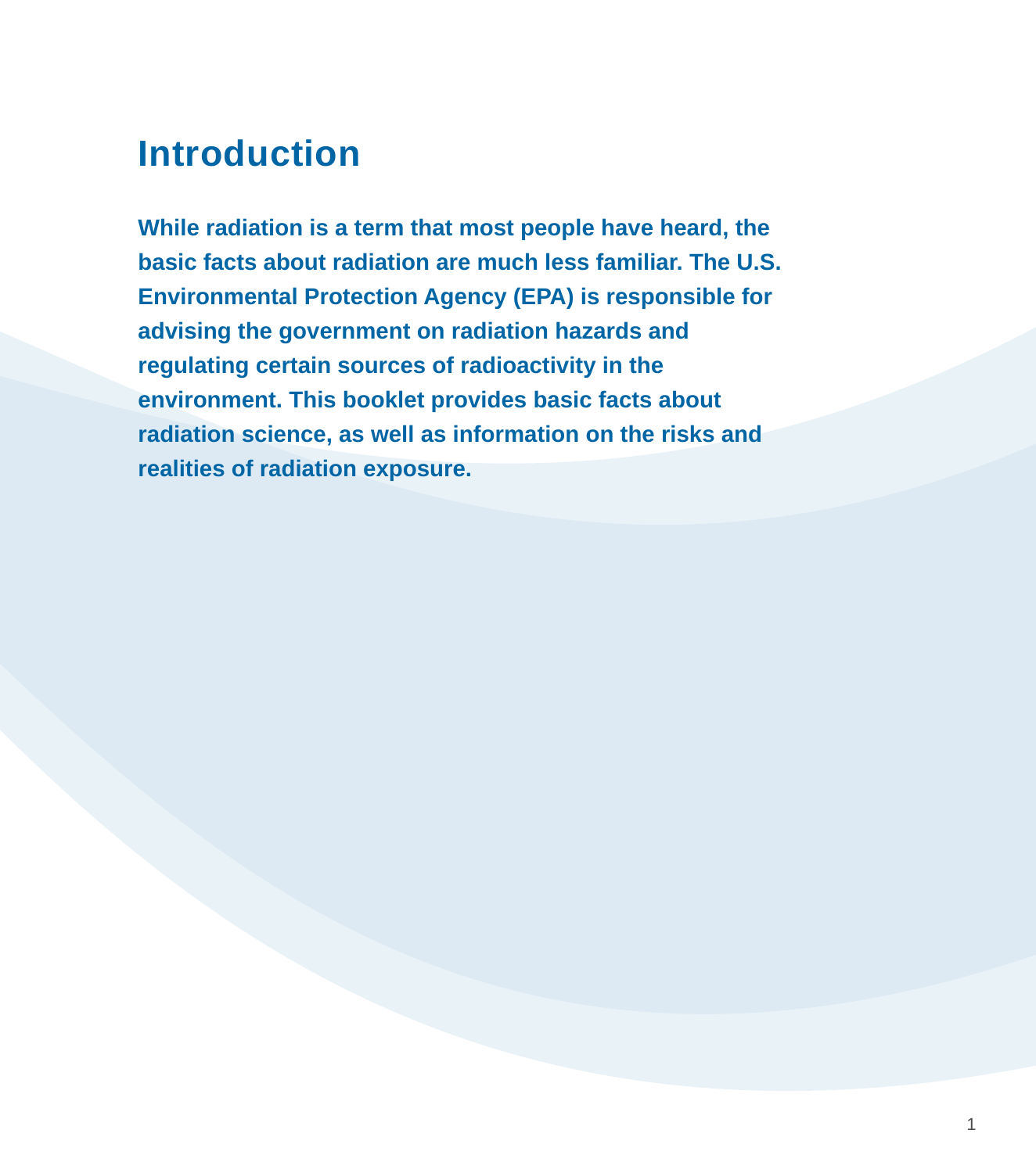# Introduction

**While radiation is a term that most people have heard, the basic facts about radiation are much less familiar. The U.S. Environmental Protection Agency (EPA) is responsible for advising the government on radiation hazards and regulating certain sources of radioactivity in the environment. This booklet provides basic facts about radiation science, as well as information on the risks and realities of radiation exposure.**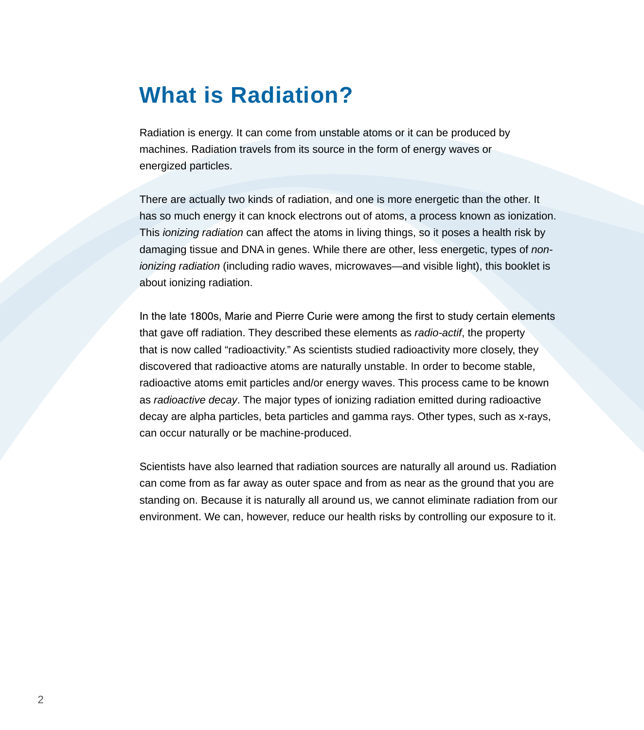# What is Radiation?

Radiation is energy. It can come from unstable atoms or it can be produced by machines. Radiation travels from its source in the form of energy waves or energized particles.

There are actually two kinds of radiation, and one is more energetic than the other. It has so much energy it can knock electrons out of atoms, a process known as ionization. This *ionizing radiation* can affect the atoms in living things, so it poses a health risk by damaging tissue and DNA in genes. While there are other, less energetic, types of *non-ionizing radiation* (including radio waves, microwaves—and visible light), this booklet is about ionizing radiation.

In the late 1800s, Marie and Pierre Curie were among the first to study certain elements that gave off radiation. They described these elements as *radio-actif*, the property that is now called "radioactivity." As scientists studied radioactivity more closely, they discovered that radioactive atoms are naturally unstable. In order to become stable, radioactive atoms emit particles and/or energy waves. This process came to be known as *radioactive decay*. The major types of ionizing radiation emitted during radioactive decay are alpha particles, beta particles and gamma rays. Other types, such as x-rays, can occur naturally or be machine-produced.

Scientists have also learned that radiation sources are naturally all around us. Radiation can come from as far away as outer space and from as near as the ground that you are standing on. Because it is naturally all around us, we cannot eliminate radiation from our environment. We can, however, reduce our health risks by controlling our exposure to it.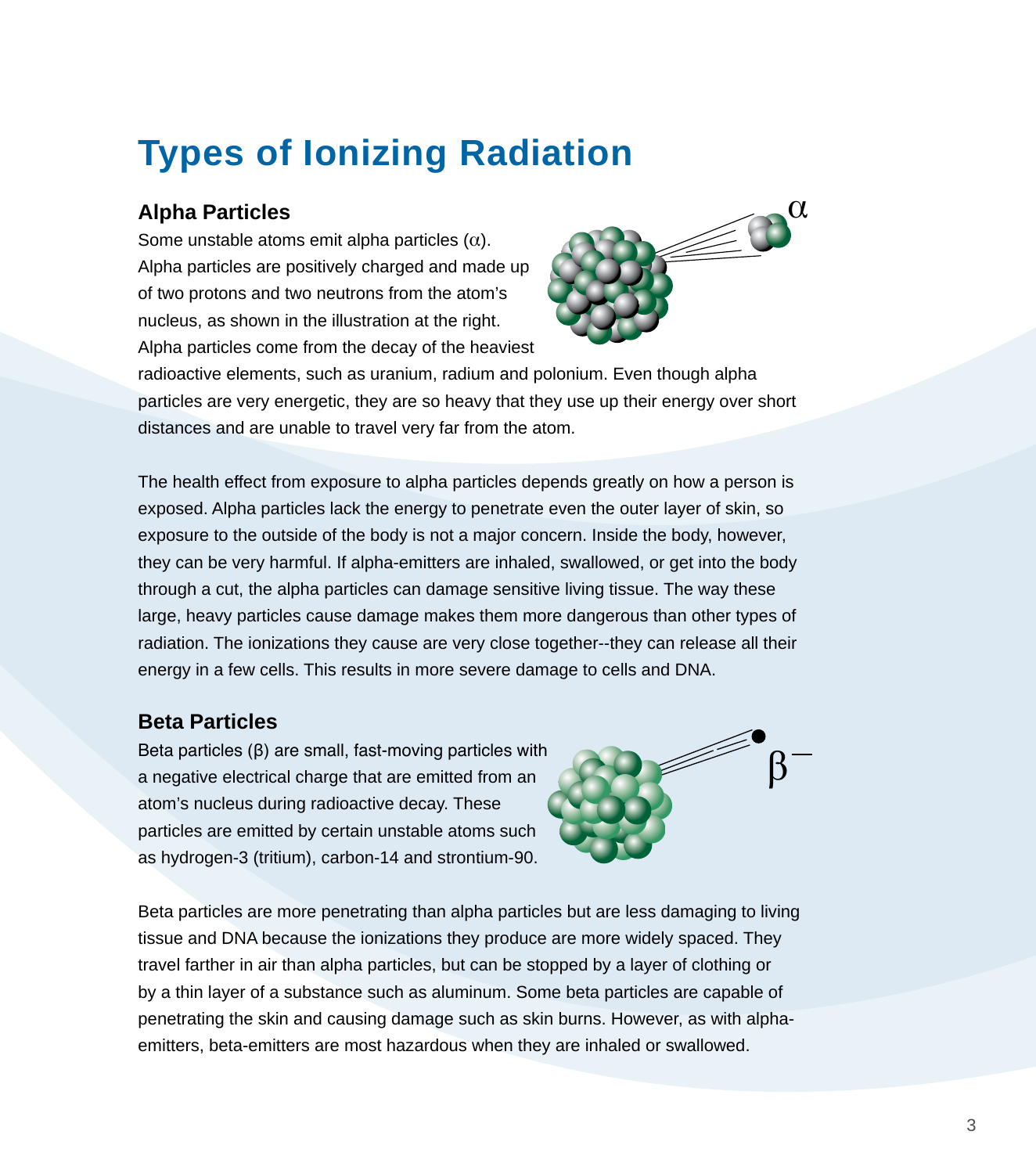# Types of Ionizing Radiation

### Alpha Particles

Some unstable atoms emit alpha particles ($\alpha$). Alpha particles are positively charged and made up of two protons and two neutrons from the atom's nucleus, as shown in the illustration at the right. Alpha particles come from the decay of the heaviest radioactive elements, such as uranium, radium and polonium. Even though alpha particles are very energetic, they are so heavy that they use up their energy over short distances and are unable to travel very far from the atom.

The health effect from exposure to alpha particles depends greatly on how a person is exposed. Alpha particles lack the energy to penetrate even the outer layer of skin, so exposure to the outside of the body is not a major concern. Inside the body, however, they can be very harmful. If alpha-emitters are inhaled, swallowed, or get into the body through a cut, the alpha particles can damage sensitive living tissue. The way these large, heavy particles cause damage makes them more dangerous than other types of radiation. The ionizations they cause are very close together--they can release all their energy in a few cells. This results in more severe damage to cells and DNA.

### Beta Particles

Beta particles ($\beta$) are small, fast-moving particles with a negative electrical charge that are emitted from an atom's nucleus during radioactive decay. These particles are emitted by certain unstable atoms such as hydrogen-3 (tritium), carbon-14 and strontium-90.

Beta particles are more penetrating than alpha particles but are less damaging to living tissue and DNA because the ionizations they produce are more widely spaced. They travel farther in air than alpha particles, but can be stopped by a layer of clothing or by a thin layer of a substance such as aluminum. Some beta particles are capable of penetrating the skin and causing damage such as skin burns. However, as with alpha-emitters, beta-emitters are most hazardous when they are inhaled or swallowed.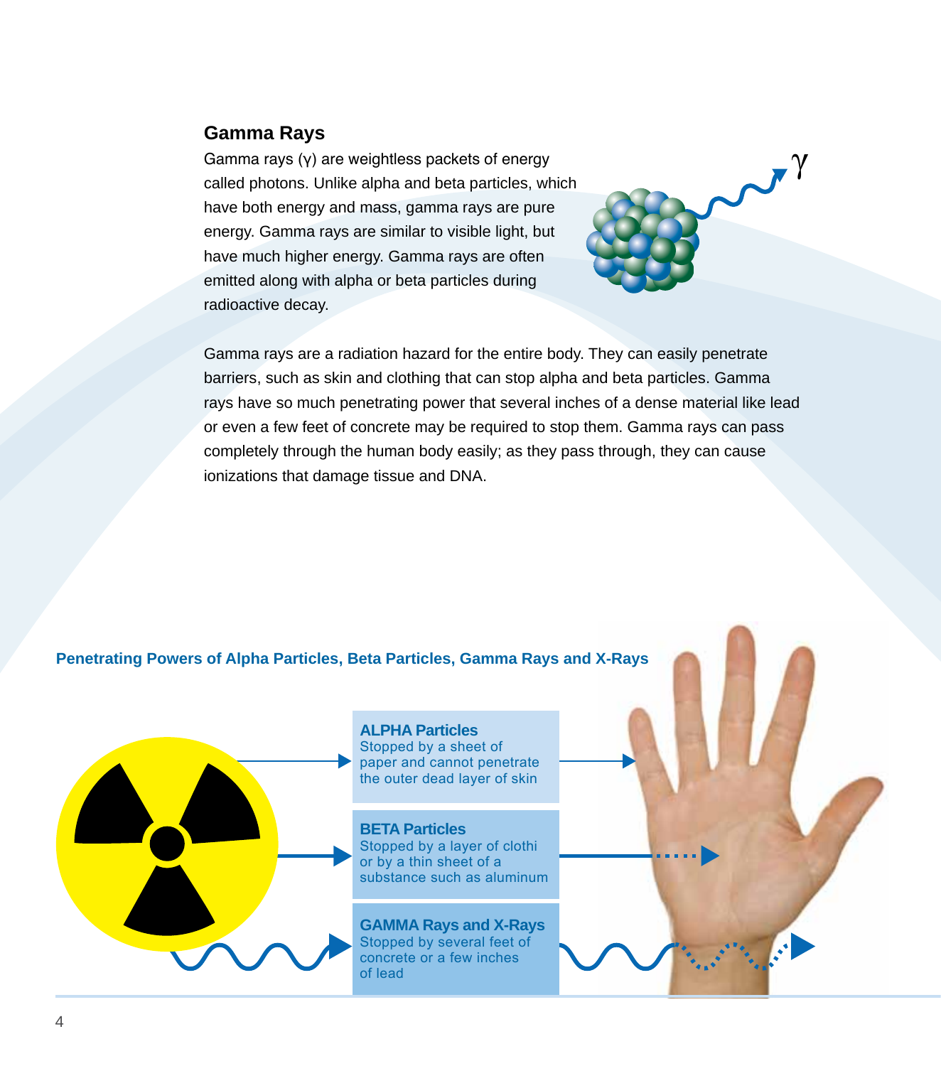## Gamma Rays

Gamma rays (γ) are weightless packets of energy called photons. Unlike alpha and beta particles, which have both energy and mass, gamma rays are pure energy. Gamma rays are similar to visible light, but have much higher energy. Gamma rays are often emitted along with alpha or beta particles during radioactive decay.

Gamma rays are a radiation hazard for the entire body. They can easily penetrate barriers, such as skin and clothing that can stop alpha and beta particles. Gamma rays have so much penetrating power that several inches of a dense material like lead or even a few feet of concrete may be required to stop them. Gamma rays can pass completely through the human body easily; as they pass through, they can cause ionizations that damage tissue and DNA.

**Penetrating Powers of Alpha Particles, Beta Particles, Gamma Rays and X-Rays**

**ALPHA Particles**
Stopped by a sheet of paper and cannot penetrate the outer dead layer of skin

**BETA Particles**
Stopped by a layer of clothi or by a thin sheet of a substance such as aluminum

**GAMMA Rays and X-Rays**
Stopped by several feet of concrete or a few inches of lead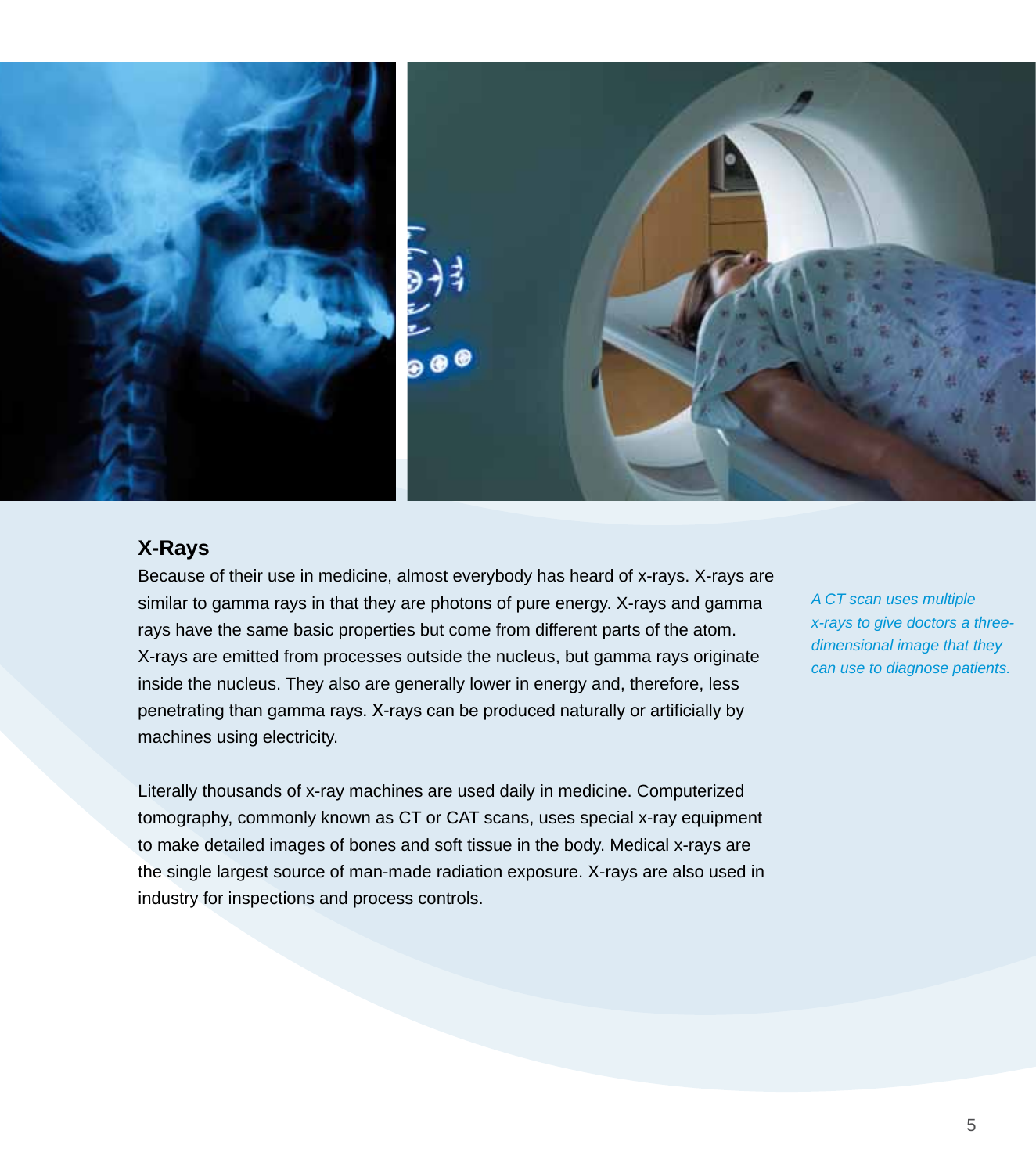## X-Rays

Because of their use in medicine, almost everybody has heard of x-rays. X-rays are similar to gamma rays in that they are photons of pure energy. X-rays and gamma rays have the same basic properties but come from different parts of the atom. X-rays are emitted from processes outside the nucleus, but gamma rays originate inside the nucleus. They also are generally lower in energy and, therefore, less penetrating than gamma rays. X-rays can be produced naturally or artificially by machines using electricity.

Literally thousands of x-ray machines are used daily in medicine. Computerized tomography, commonly known as CT or CAT scans, uses special x-ray equipment to make detailed images of bones and soft tissue in the body. Medical x-rays are the single largest source of man-made radiation exposure. X-rays are also used in industry for inspections and process controls.

*A CT scan uses multiple x-rays to give doctors a three-dimensional image that they can use to diagnose patients.*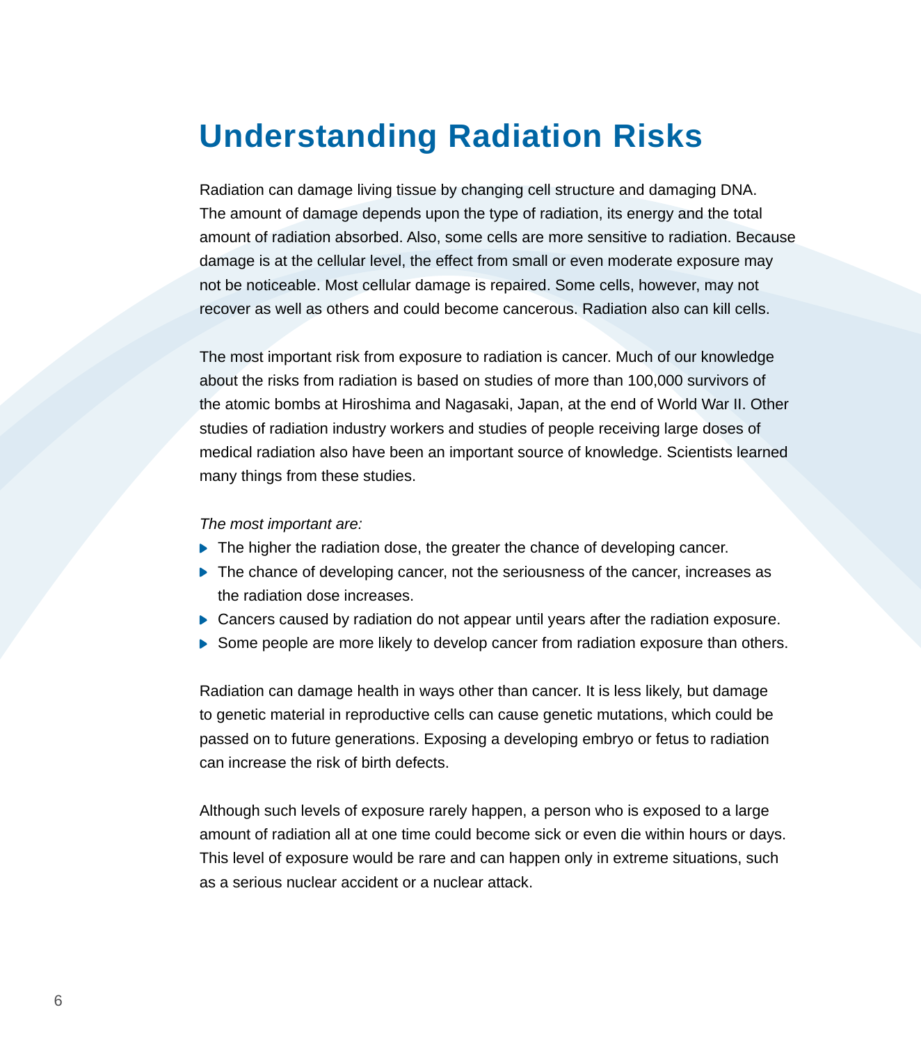# Understanding Radiation Risks

Radiation can damage living tissue by changing cell structure and damaging DNA. The amount of damage depends upon the type of radiation, its energy and the total amount of radiation absorbed. Also, some cells are more sensitive to radiation. Because damage is at the cellular level, the effect from small or even moderate exposure may not be noticeable. Most cellular damage is repaired. Some cells, however, may not recover as well as others and could become cancerous. Radiation also can kill cells.

The most important risk from exposure to radiation is cancer. Much of our knowledge about the risks from radiation is based on studies of more than 100,000 survivors of the atomic bombs at Hiroshima and Nagasaki, Japan, at the end of World War II. Other studies of radiation industry workers and studies of people receiving large doses of medical radiation also have been an important source of knowledge. Scientists learned many things from these studies.

*The most important are:*

- The higher the radiation dose, the greater the chance of developing cancer.
- The chance of developing cancer, not the seriousness of the cancer, increases as the radiation dose increases.
- Cancers caused by radiation do not appear until years after the radiation exposure.
- Some people are more likely to develop cancer from radiation exposure than others.

Radiation can damage health in ways other than cancer. It is less likely, but damage to genetic material in reproductive cells can cause genetic mutations, which could be passed on to future generations. Exposing a developing embryo or fetus to radiation can increase the risk of birth defects.

Although such levels of exposure rarely happen, a person who is exposed to a large amount of radiation all at one time could become sick or even die within hours or days. This level of exposure would be rare and can happen only in extreme situations, such as a serious nuclear accident or a nuclear attack.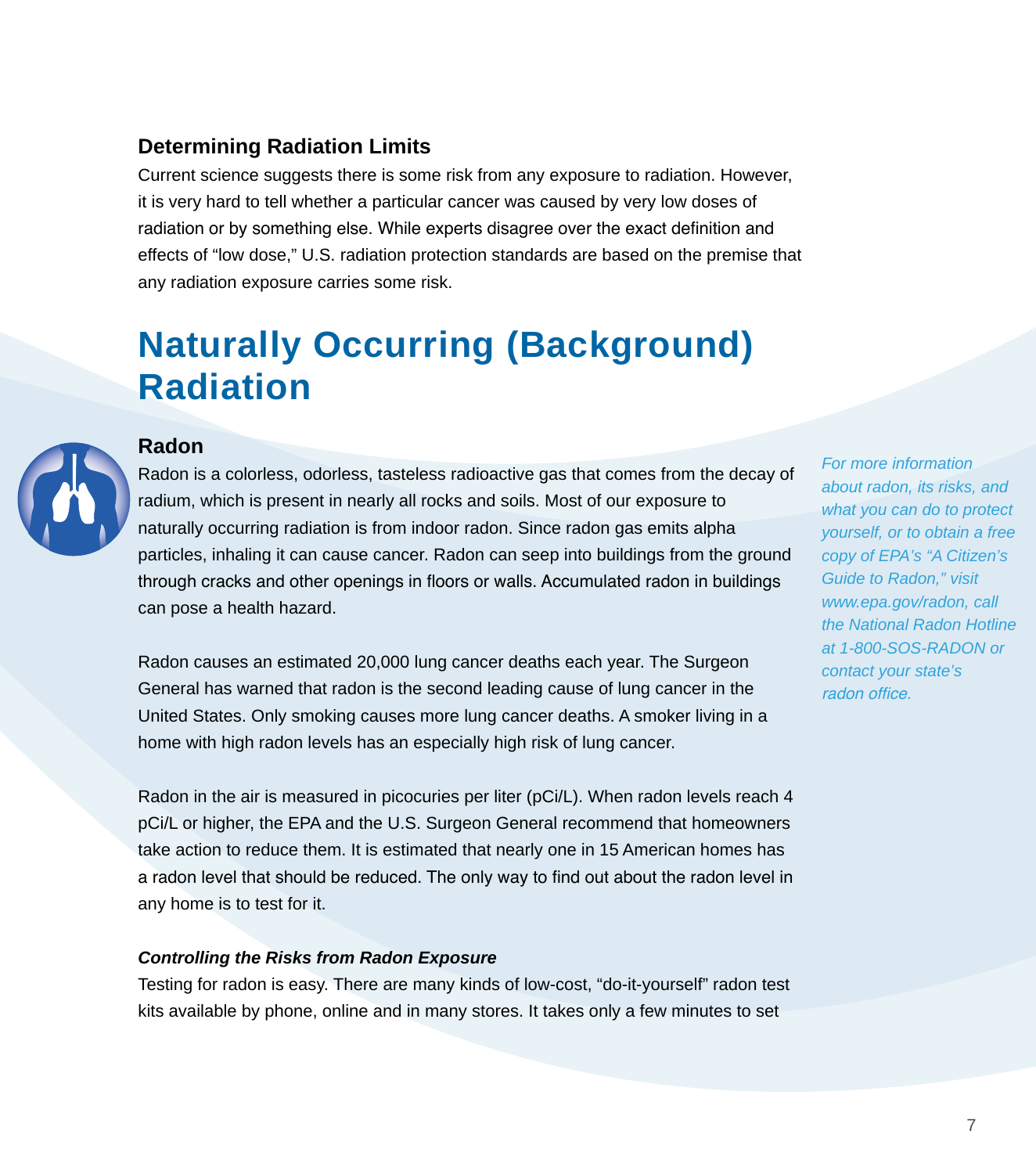### Determining Radiation Limits

Current science suggests there is some risk from any exposure to radiation. However, it is very hard to tell whether a particular cancer was caused by very low doses of radiation or by something else. While experts disagree over the exact definition and effects of “low dose,” U.S. radiation protection standards are based on the premise that any radiation exposure carries some risk.

## Naturally Occurring (Background) Radiation

### Radon

Radon is a colorless, odorless, tasteless radioactive gas that comes from the decay of radium, which is present in nearly all rocks and soils. Most of our exposure to naturally occurring radiation is from indoor radon. Since radon gas emits alpha particles, inhaling it can cause cancer. Radon can seep into buildings from the ground through cracks and other openings in floors or walls. Accumulated radon in buildings can pose a health hazard.

Radon causes an estimated 20,000 lung cancer deaths each year. The Surgeon General has warned that radon is the second leading cause of lung cancer in the United States. Only smoking causes more lung cancer deaths. A smoker living in a home with high radon levels has an especially high risk of lung cancer.

Radon in the air is measured in picocuries per liter (pCi/L). When radon levels reach 4 pCi/L or higher, the EPA and the U.S. Surgeon General recommend that homeowners take action to reduce them. It is estimated that nearly one in 15 American homes has a radon level that should be reduced. The only way to find out about the radon level in any home is to test for it.

*For more information about radon, its risks, and what you can do to protect yourself, or to obtain a free copy of EPA’s “A Citizen’s Guide to Radon,” visit www.epa.gov/radon, call the National Radon Hotline at 1-800-SOS-RADON or contact your state’s radon office.*

***Controlling the Risks from Radon Exposure***

Testing for radon is easy. There are many kinds of low-cost, “do-it-yourself” radon test kits available by phone, online and in many stores. It takes only a few minutes to set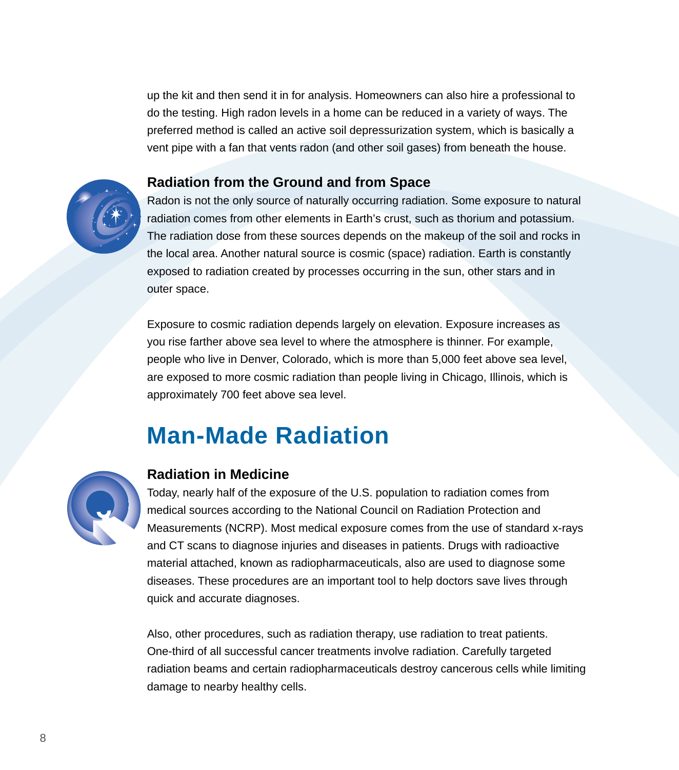up the kit and then send it in for analysis. Homeowners can also hire a professional to do the testing. High radon levels in a home can be reduced in a variety of ways. The preferred method is called an active soil depressurization system, which is basically a vent pipe with a fan that vents radon (and other soil gases) from beneath the house.

### Radiation from the Ground and from Space

Radon is not the only source of naturally occurring radiation. Some exposure to natural radiation comes from other elements in Earth's crust, such as thorium and potassium. The radiation dose from these sources depends on the makeup of the soil and rocks in the local area. Another natural source is cosmic (space) radiation. Earth is constantly exposed to radiation created by processes occurring in the sun, other stars and in outer space.

Exposure to cosmic radiation depends largely on elevation. Exposure increases as you rise farther above sea level to where the atmosphere is thinner. For example, people who live in Denver, Colorado, which is more than 5,000 feet above sea level, are exposed to more cosmic radiation than people living in Chicago, Illinois, which is approximately 700 feet above sea level.

## Man-Made Radiation

### Radiation in Medicine

Today, nearly half of the exposure of the U.S. population to radiation comes from medical sources according to the National Council on Radiation Protection and Measurements (NCRP). Most medical exposure comes from the use of standard x-rays and CT scans to diagnose injuries and diseases in patients. Drugs with radioactive material attached, known as radiopharmaceuticals, also are used to diagnose some diseases. These procedures are an important tool to help doctors save lives through quick and accurate diagnoses.

Also, other procedures, such as radiation therapy, use radiation to treat patients. One-third of all successful cancer treatments involve radiation. Carefully targeted radiation beams and certain radiopharmaceuticals destroy cancerous cells while limiting damage to nearby healthy cells.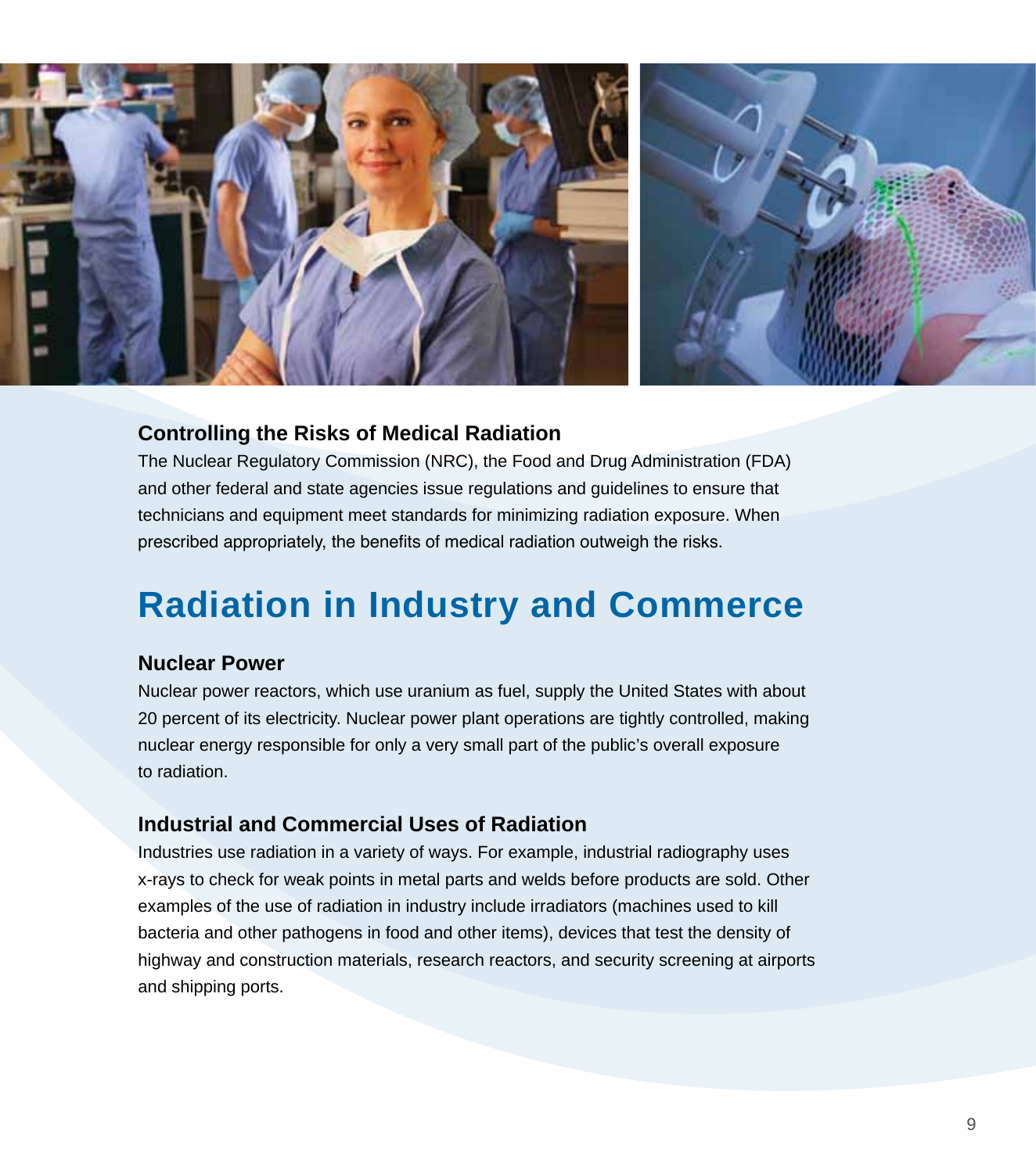### Controlling the Risks of Medical Radiation

The Nuclear Regulatory Commission (NRC), the Food and Drug Administration (FDA) and other federal and state agencies issue regulations and guidelines to ensure that technicians and equipment meet standards for minimizing radiation exposure. When prescribed appropriately, the benefits of medical radiation outweigh the risks.

## Radiation in Industry and Commerce

### Nuclear Power

Nuclear power reactors, which use uranium as fuel, supply the United States with about 20 percent of its electricity. Nuclear power plant operations are tightly controlled, making nuclear energy responsible for only a very small part of the public's overall exposure to radiation.

### Industrial and Commercial Uses of Radiation

Industries use radiation in a variety of ways. For example, industrial radiography uses x-rays to check for weak points in metal parts and welds before products are sold. Other examples of the use of radiation in industry include irradiators (machines used to kill bacteria and other pathogens in food and other items), devices that test the density of highway and construction materials, research reactors, and security screening at airports and shipping ports.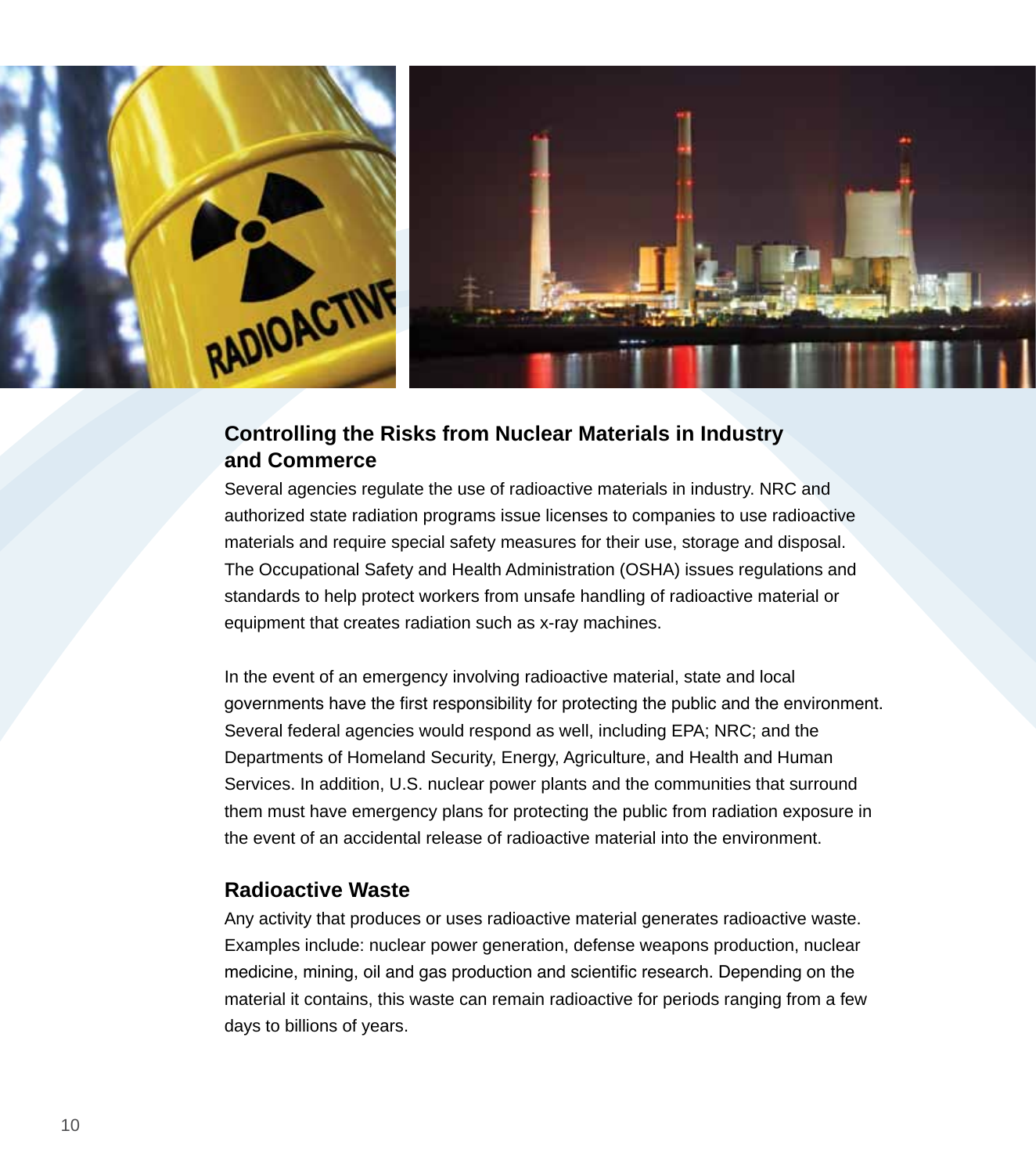## Controlling the Risks from Nuclear Materials in Industry and Commerce

Several agencies regulate the use of radioactive materials in industry. NRC and authorized state radiation programs issue licenses to companies to use radioactive materials and require special safety measures for their use, storage and disposal. The Occupational Safety and Health Administration (OSHA) issues regulations and standards to help protect workers from unsafe handling of radioactive material or equipment that creates radiation such as x-ray machines.

In the event of an emergency involving radioactive material, state and local governments have the first responsibility for protecting the public and the environment. Several federal agencies would respond as well, including EPA; NRC; and the Departments of Homeland Security, Energy, Agriculture, and Health and Human Services. In addition, U.S. nuclear power plants and the communities that surround them must have emergency plans for protecting the public from radiation exposure in the event of an accidental release of radioactive material into the environment.

## Radioactive Waste

Any activity that produces or uses radioactive material generates radioactive waste. Examples include: nuclear power generation, defense weapons production, nuclear medicine, mining, oil and gas production and scientific research. Depending on the material it contains, this waste can remain radioactive for periods ranging from a few days to billions of years.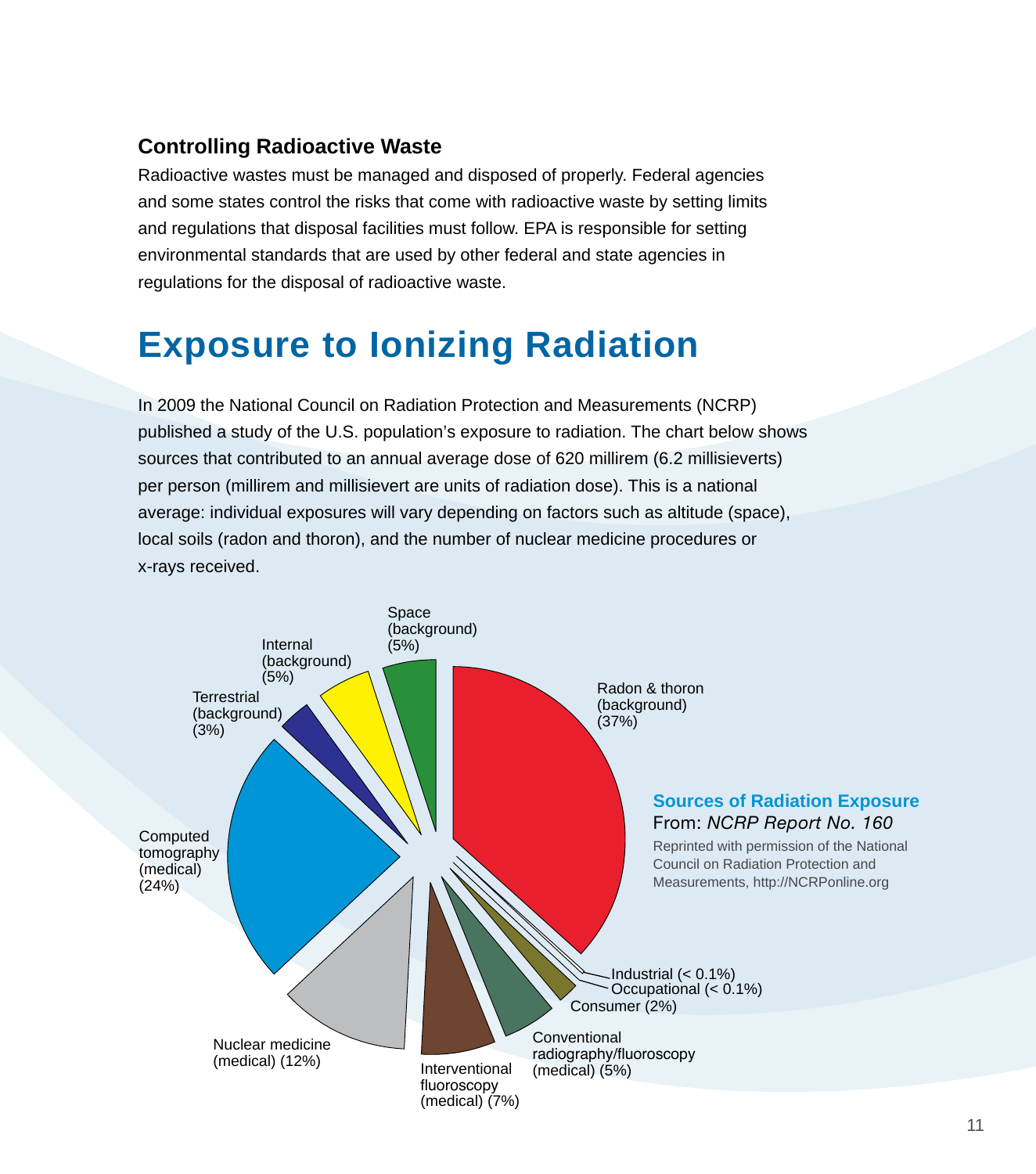### Controlling Radioactive Waste

Radioactive wastes must be managed and disposed of properly. Federal agencies and some states control the risks that come with radioactive waste by setting limits and regulations that disposal facilities must follow. EPA is responsible for setting environmental standards that are used by other federal and state agencies in regulations for the disposal of radioactive waste.

# Exposure to Ionizing Radiation

In 2009 the National Council on Radiation Protection and Measurements (NCRP) published a study of the U.S. population's exposure to radiation. The chart below shows sources that contributed to an annual average dose of 620 millirem (6.2 millisieverts) per person (millirem and millisievert are units of radiation dose). This is a national average: individual exposures will vary depending on factors such as altitude (space), local soils (radon and thoron), and the number of nuclear medicine procedures or x-rays received.

Space (background) (5%)

Internal (background) (5%)

Terrestrial (background) (3%)

Radon & thoron (background) (37%)

Computed tomography (medical) (24%)

Industrial (< 0.1%)

Occupational (< 0.1%)

Consumer (2%)

Conventional radiography/fluoroscopy (medical) (5%)

Nuclear medicine (medical) (12%)

Interventional fluoroscopy (medical) (7%)

**Sources of Radiation Exposure**

From: *NCRP Report No. 160*

Reprinted with permission of the National Council on Radiation Protection and Measurements, http://NCRPonline.org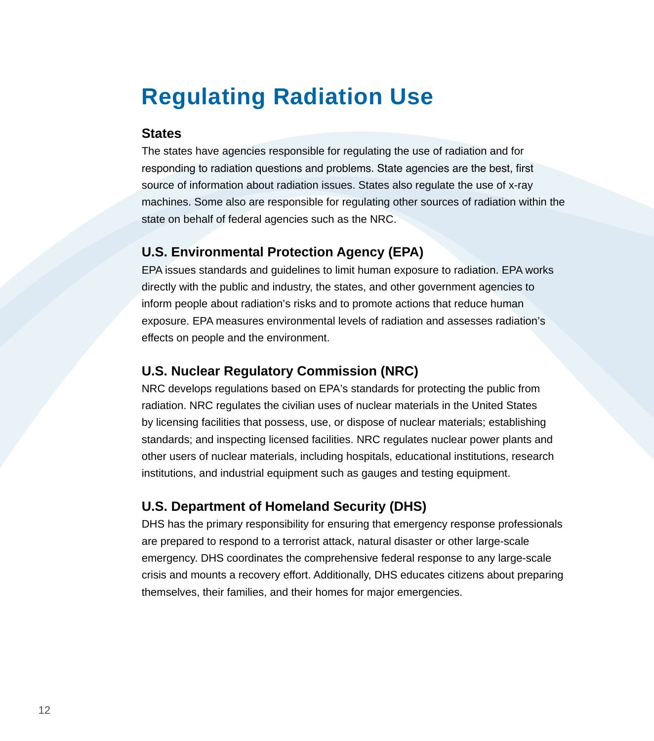# Regulating Radiation Use

### States

The states have agencies responsible for regulating the use of radiation and for responding to radiation questions and problems. State agencies are the best, first source of information about radiation issues. States also regulate the use of x-ray machines. Some also are responsible for regulating other sources of radiation within the state on behalf of federal agencies such as the NRC.

### U.S. Environmental Protection Agency (EPA)

EPA issues standards and guidelines to limit human exposure to radiation. EPA works directly with the public and industry, the states, and other government agencies to inform people about radiation's risks and to promote actions that reduce human exposure. EPA measures environmental levels of radiation and assesses radiation's effects on people and the environment.

### U.S. Nuclear Regulatory Commission (NRC)

NRC develops regulations based on EPA's standards for protecting the public from radiation. NRC regulates the civilian uses of nuclear materials in the United States by licensing facilities that possess, use, or dispose of nuclear materials; establishing standards; and inspecting licensed facilities. NRC regulates nuclear power plants and other users of nuclear materials, including hospitals, educational institutions, research institutions, and industrial equipment such as gauges and testing equipment.

### U.S. Department of Homeland Security (DHS)

DHS has the primary responsibility for ensuring that emergency response professionals are prepared to respond to a terrorist attack, natural disaster or other large-scale emergency. DHS coordinates the comprehensive federal response to any large-scale crisis and mounts a recovery effort. Additionally, DHS educates citizens about preparing themselves, their families, and their homes for major emergencies.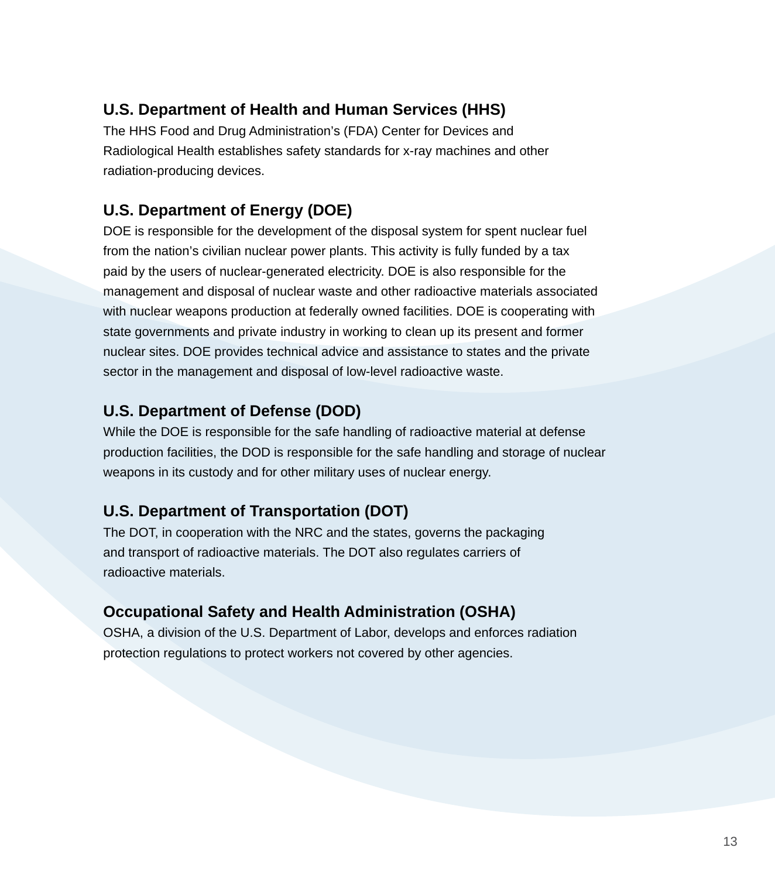### U.S. Department of Health and Human Services (HHS)

The HHS Food and Drug Administration's (FDA) Center for Devices and Radiological Health establishes safety standards for x-ray machines and other radiation-producing devices.

### U.S. Department of Energy (DOE)

DOE is responsible for the development of the disposal system for spent nuclear fuel from the nation's civilian nuclear power plants. This activity is fully funded by a tax paid by the users of nuclear-generated electricity. DOE is also responsible for the management and disposal of nuclear waste and other radioactive materials associated with nuclear weapons production at federally owned facilities. DOE is cooperating with state governments and private industry in working to clean up its present and former nuclear sites. DOE provides technical advice and assistance to states and the private sector in the management and disposal of low-level radioactive waste.

### U.S. Department of Defense (DOD)

While the DOE is responsible for the safe handling of radioactive material at defense production facilities, the DOD is responsible for the safe handling and storage of nuclear weapons in its custody and for other military uses of nuclear energy.

### U.S. Department of Transportation (DOT)

The DOT, in cooperation with the NRC and the states, governs the packaging and transport of radioactive materials. The DOT also regulates carriers of radioactive materials.

### Occupational Safety and Health Administration (OSHA)

OSHA, a division of the U.S. Department of Labor, develops and enforces radiation protection regulations to protect workers not covered by other agencies.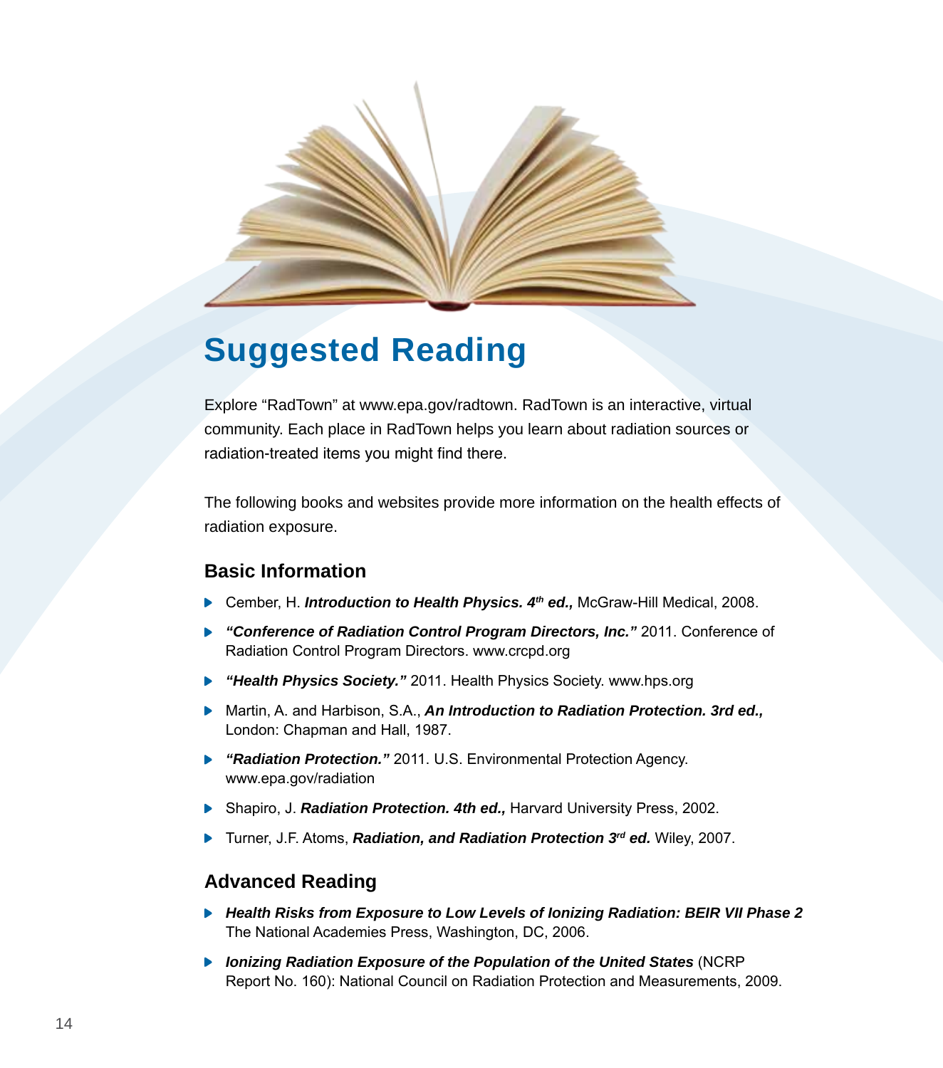# Suggested Reading

Explore "RadTown" at www.epa.gov/radtown. RadTown is an interactive, virtual community. Each place in RadTown helps you learn about radiation sources or radiation-treated items you might find there.

The following books and websites provide more information on the health effects of radiation exposure.

## Basic Information

- Cember, H. ***Introduction to Health Physics. 4th ed.,*** McGraw-Hill Medical, 2008.
- ***"Conference of Radiation Control Program Directors, Inc."*** 2011. Conference of Radiation Control Program Directors. www.crcpd.org
- ***"Health Physics Society."*** 2011. Health Physics Society. www.hps.org
- Martin, A. and Harbison, S.A., ***An Introduction to Radiation Protection. 3rd ed.,*** London: Chapman and Hall, 1987.
- ***"Radiation Protection."*** 2011. U.S. Environmental Protection Agency. www.epa.gov/radiation
- Shapiro, J. ***Radiation Protection. 4th ed.,*** Harvard University Press, 2002.
- Turner, J.F. Atoms, ***Radiation, and Radiation Protection 3rd ed.*** Wiley, 2007.

## Advanced Reading

- ***Health Risks from Exposure to Low Levels of Ionizing Radiation: BEIR VII Phase 2*** The National Academies Press, Washington, DC, 2006.
- ***Ionizing Radiation Exposure of the Population of the United States*** (NCRP Report No. 160): National Council on Radiation Protection and Measurements, 2009.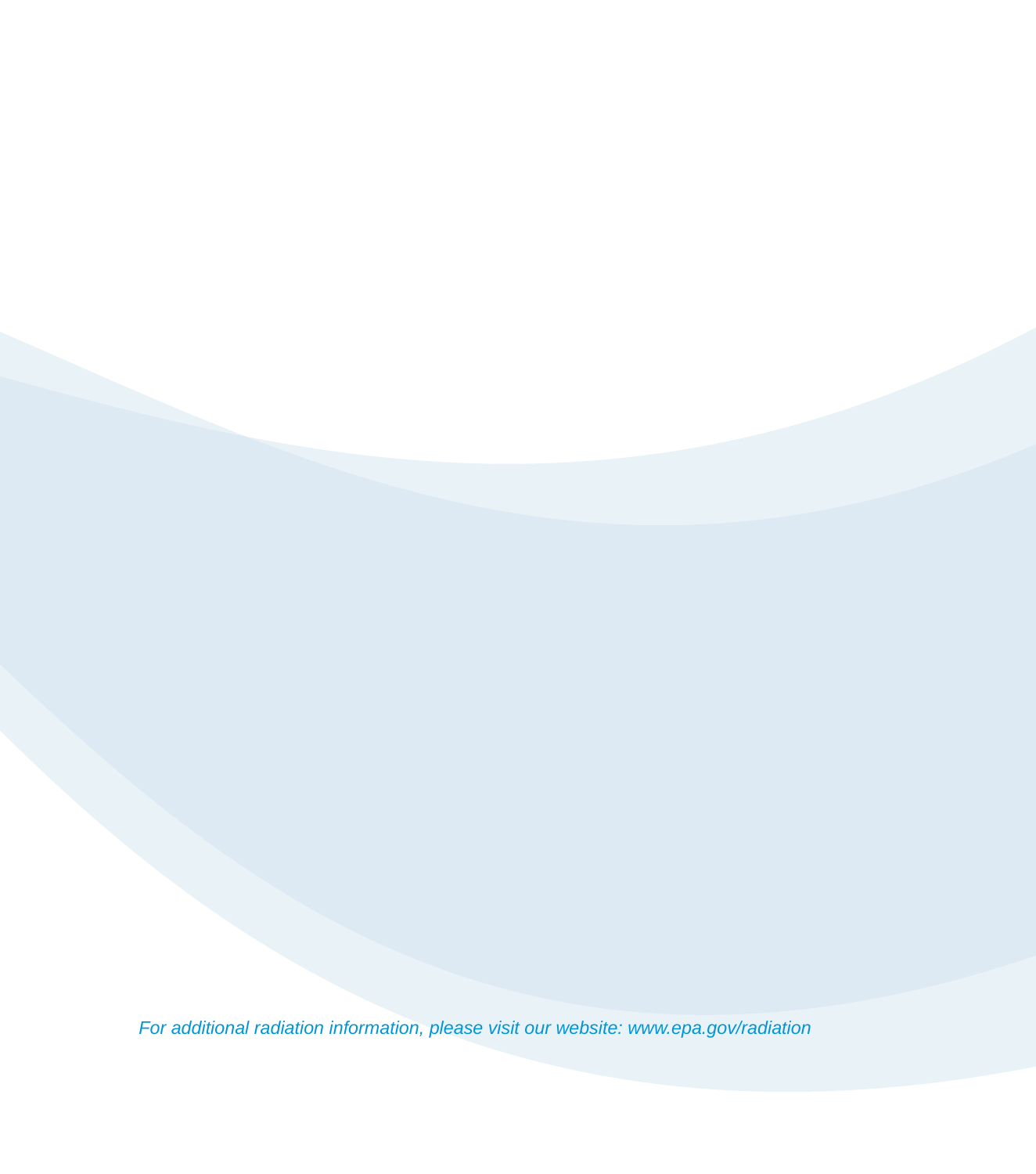*For additional radiation information, please visit our website: www.epa.gov/radiation*